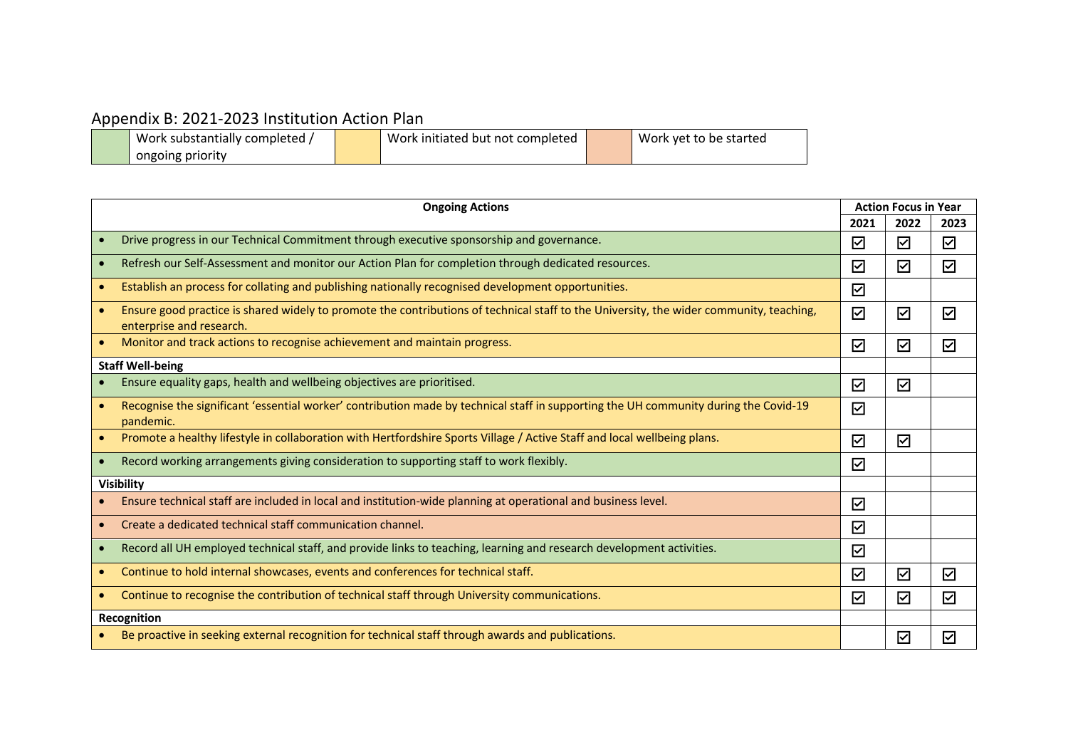## Appendix B: 2021-2023 Institution Action Plan

| Colour | Status |
|---|---|
| Green | Work substantially completed / ongoing priority |
| Yellow | Work initiated but not completed |
| Orange | Work yet to be started |

| Ongoing Actions | Action Focus in Year | | |
|---|---|---|---|
| | 2021 | 2022 | 2023 |
| • Drive progress in our Technical Commitment through executive sponsorship and governance. | ☑ | ☑ | ☑ |
| • Refresh our Self-Assessment and monitor our Action Plan for completion through dedicated resources. | ☑ | ☑ | ☑ |
| • Establish an process for collating and publishing nationally recognised development opportunities. | ☑ | | |
| • Ensure good practice is shared widely to promote the contributions of technical staff to the University, the wider community, teaching, enterprise and research. | ☑ | ☑ | ☑ |
| • Monitor and track actions to recognise achievement and maintain progress. | ☑ | ☑ | ☑ |
| **Staff Well-being** | | | |
| • Ensure equality gaps, health and wellbeing objectives are prioritised. | ☑ | ☑ | |
| • Recognise the significant 'essential worker' contribution made by technical staff in supporting the UH community during the Covid-19 pandemic. | ☑ | | |
| • Promote a healthy lifestyle in collaboration with Hertfordshire Sports Village / Active Staff and local wellbeing plans. | ☑ | ☑ | |
| • Record working arrangements giving consideration to supporting staff to work flexibly. | ☑ | | |
| **Visibility** | | | |
| • Ensure technical staff are included in local and institution-wide planning at operational and business level. | ☑ | | |
| • Create a dedicated technical staff communication channel. | ☑ | | |
| • Record all UH employed technical staff, and provide links to teaching, learning and research development activities. | ☑ | | |
| • Continue to hold internal showcases, events and conferences for technical staff. | ☑ | ☑ | ☑ |
| • Continue to recognise the contribution of technical staff through University communications. | ☑ | ☑ | ☑ |
| **Recognition** | | | |
| • Be proactive in seeking external recognition for technical staff through awards and publications. | | ☑ | ☑ |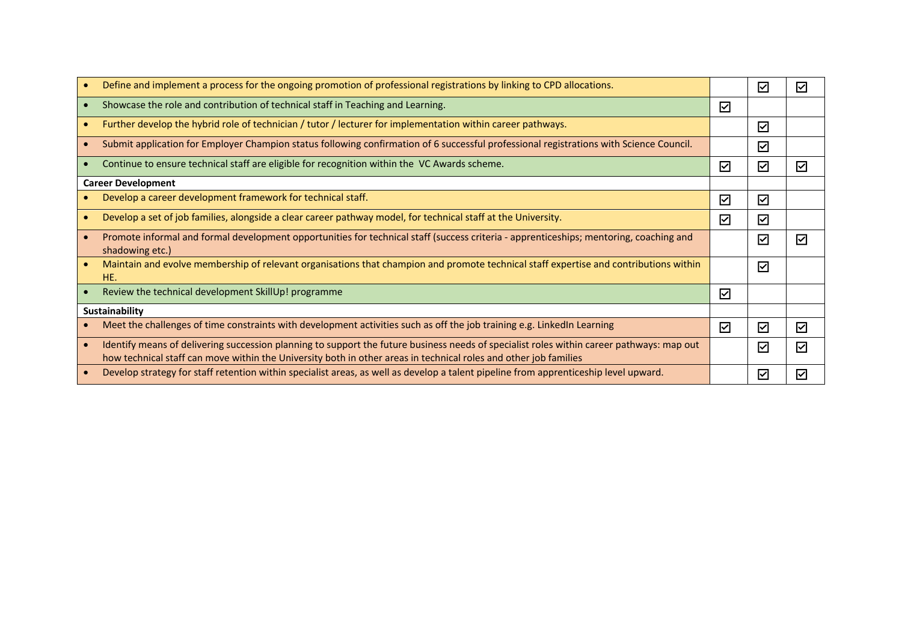| | | | |
|---|---|---|---|
| • Define and implement a process for the ongoing promotion of professional registrations by linking to CPD allocations. | | ☑ | ☑ |
| • Showcase the role and contribution of technical staff in Teaching and Learning. | ☑ | | |
| • Further develop the hybrid role of technician / tutor / lecturer for implementation within career pathways. | | ☑ | |
| • Submit application for Employer Champion status following confirmation of 6 successful professional registrations with Science Council. | | ☑ | |
| • Continue to ensure technical staff are eligible for recognition within the VC Awards scheme. | ☑ | ☑ | ☑ |
| **Career Development** | | | |
| • Develop a career development framework for technical staff. | ☑ | ☑ | |
| • Develop a set of job families, alongside a clear career pathway model, for technical staff at the University. | ☑ | ☑ | |
| • Promote informal and formal development opportunities for technical staff (success criteria - apprenticeships; mentoring, coaching and shadowing etc.) | | ☑ | ☑ |
| • Maintain and evolve membership of relevant organisations that champion and promote technical staff expertise and contributions within HE. | | ☑ | |
| • Review the technical development SkillUp! programme | ☑ | | |
| **Sustainability** | | | |
| • Meet the challenges of time constraints with development activities such as off the job training e.g. LinkedIn Learning | ☑ | ☑ | ☑ |
| • Identify means of delivering succession planning to support the future business needs of specialist roles within career pathways: map out how technical staff can move within the University both in other areas in technical roles and other job families | | ☑ | ☑ |
| • Develop strategy for staff retention within specialist areas, as well as develop a talent pipeline from apprenticeship level upward. | | ☑ | ☑ |